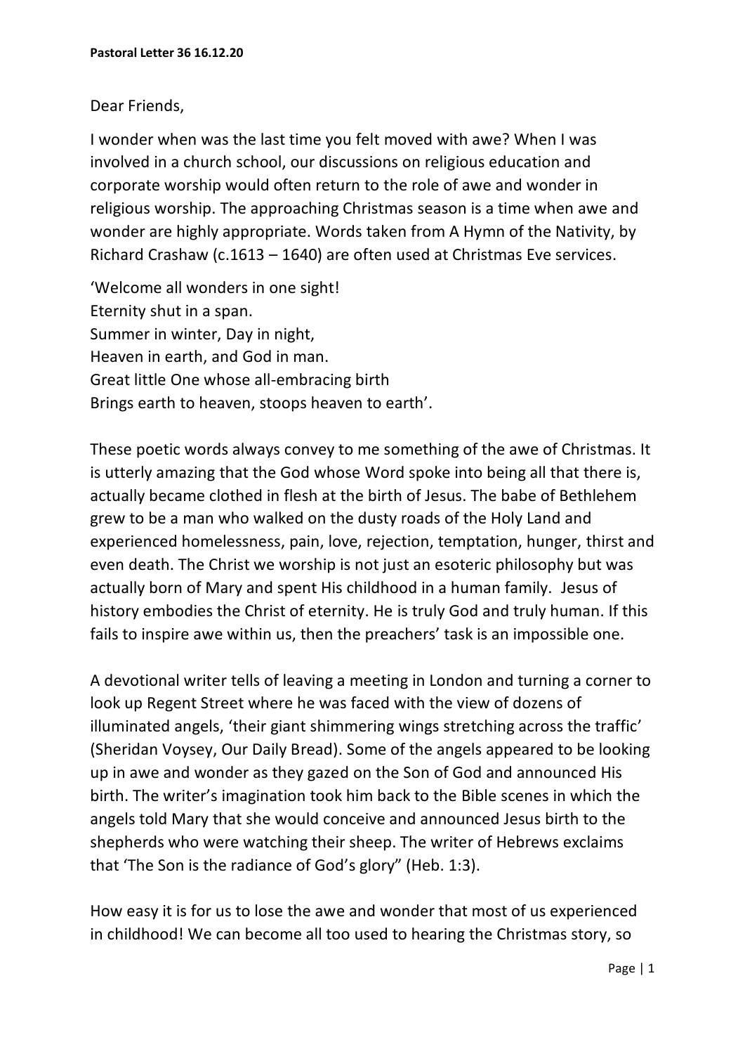**Pastoral Letter 36 16.12.20**

Dear Friends,

I wonder when was the last time you felt moved with awe? When I was involved in a church school, our discussions on religious education and corporate worship would often return to the role of awe and wonder in religious worship. The approaching Christmas season is a time when awe and wonder are highly appropriate. Words taken from A Hymn of the Nativity, by Richard Crashaw (c.1613 – 1640) are often used at Christmas Eve services.

'Welcome all wonders in one sight!
Eternity shut in a span.
Summer in winter, Day in night,
Heaven in earth, and God in man.
Great little One whose all-embracing birth
Brings earth to heaven, stoops heaven to earth'.

These poetic words always convey to me something of the awe of Christmas. It is utterly amazing that the God whose Word spoke into being all that there is, actually became clothed in flesh at the birth of Jesus. The babe of Bethlehem grew to be a man who walked on the dusty roads of the Holy Land and experienced homelessness, pain, love, rejection, temptation, hunger, thirst and even death. The Christ we worship is not just an esoteric philosophy but was actually born of Mary and spent His childhood in a human family. Jesus of history embodies the Christ of eternity. He is truly God and truly human. If this fails to inspire awe within us, then the preachers' task is an impossible one.

A devotional writer tells of leaving a meeting in London and turning a corner to look up Regent Street where he was faced with the view of dozens of illuminated angels, 'their giant shimmering wings stretching across the traffic' (Sheridan Voysey, Our Daily Bread). Some of the angels appeared to be looking up in awe and wonder as they gazed on the Son of God and announced His birth. The writer's imagination took him back to the Bible scenes in which the angels told Mary that she would conceive and announced Jesus birth to the shepherds who were watching their sheep. The writer of Hebrews exclaims that 'The Son is the radiance of God's glory" (Heb. 1:3).

How easy it is for us to lose the awe and wonder that most of us experienced in childhood! We can become all too used to hearing the Christmas story, so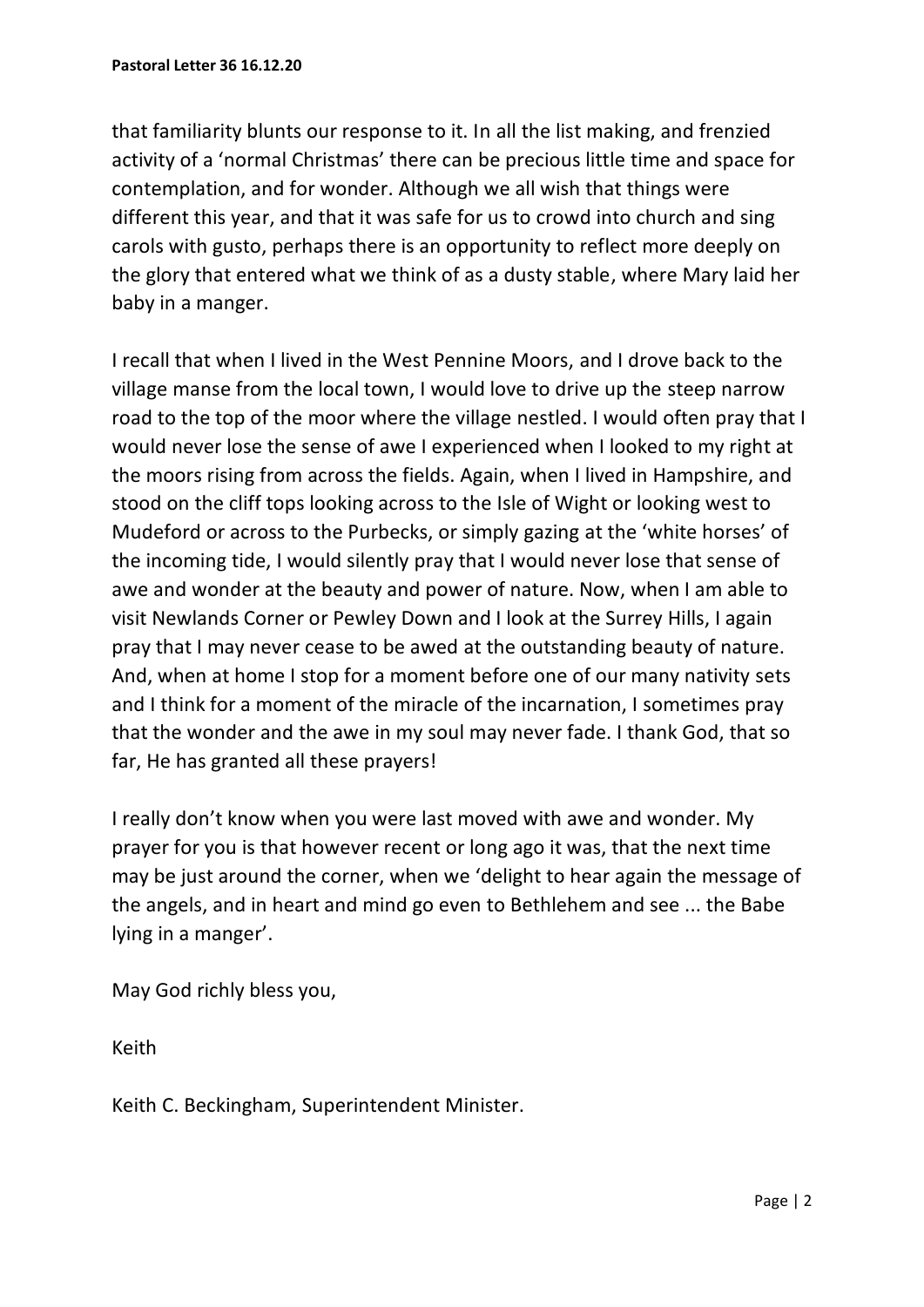that familiarity blunts our response to it. In all the list making, and frenzied activity of a 'normal Christmas' there can be precious little time and space for contemplation, and for wonder. Although we all wish that things were different this year, and that it was safe for us to crowd into church and sing carols with gusto, perhaps there is an opportunity to reflect more deeply on the glory that entered what we think of as a dusty stable, where Mary laid her baby in a manger.

I recall that when I lived in the West Pennine Moors, and I drove back to the village manse from the local town, I would love to drive up the steep narrow road to the top of the moor where the village nestled. I would often pray that I would never lose the sense of awe I experienced when I looked to my right at the moors rising from across the fields. Again, when I lived in Hampshire, and stood on the cliff tops looking across to the Isle of Wight or looking west to Mudeford or across to the Purbecks, or simply gazing at the 'white horses' of the incoming tide, I would silently pray that I would never lose that sense of awe and wonder at the beauty and power of nature. Now, when I am able to visit Newlands Corner or Pewley Down and I look at the Surrey Hills, I again pray that I may never cease to be awed at the outstanding beauty of nature. And, when at home I stop for a moment before one of our many nativity sets and I think for a moment of the miracle of the incarnation, I sometimes pray that the wonder and the awe in my soul may never fade. I thank God, that so far, He has granted all these prayers!

I really don't know when you were last moved with awe and wonder. My prayer for you is that however recent or long ago it was, that the next time may be just around the corner, when we 'delight to hear again the message of the angels, and in heart and mind go even to Bethlehem and see ... the Babe lying in a manger'.

May God richly bless you,

Keith

Keith C. Beckingham, Superintendent Minister.